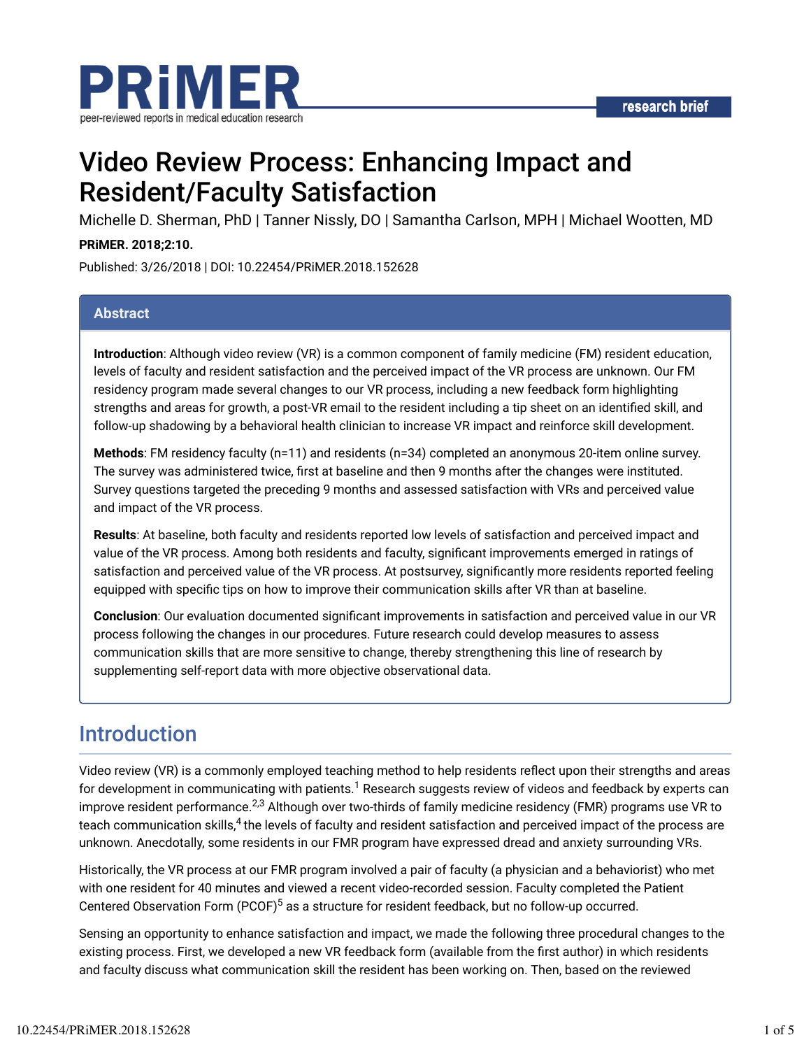PRiMER

peer-reviewed reports in medical education research

research brief

# Video Review Process: Enhancing Impact and Resident/Faculty Satisfaction

Michelle D. Sherman, PhD | Tanner Nissly, DO | Samantha Carlson, MPH | Michael Wootten, MD

**PRiMER. 2018;2:10.**

Published: 3/26/2018 | DOI: 10.22454/PRiMER.2018.152628

## Abstract

**Introduction**: Although video review (VR) is a common component of family medicine (FM) resident education, levels of faculty and resident satisfaction and the perceived impact of the VR process are unknown. Our FM residency program made several changes to our VR process, including a new feedback form highlighting strengths and areas for growth, a post-VR email to the resident including a tip sheet on an identified skill, and follow-up shadowing by a behavioral health clinician to increase VR impact and reinforce skill development.

**Methods**: FM residency faculty (n=11) and residents (n=34) completed an anonymous 20-item online survey. The survey was administered twice, first at baseline and then 9 months after the changes were instituted. Survey questions targeted the preceding 9 months and assessed satisfaction with VRs and perceived value and impact of the VR process.

**Results**: At baseline, both faculty and residents reported low levels of satisfaction and perceived impact and value of the VR process. Among both residents and faculty, significant improvements emerged in ratings of satisfaction and perceived value of the VR process. At postsurvey, significantly more residents reported feeling equipped with specific tips on how to improve their communication skills after VR than at baseline.

**Conclusion**: Our evaluation documented significant improvements in satisfaction and perceived value in our VR process following the changes in our procedures. Future research could develop measures to assess communication skills that are more sensitive to change, thereby strengthening this line of research by supplementing self-report data with more objective observational data.

## Introduction

Video review (VR) is a commonly employed teaching method to help residents reflect upon their strengths and areas for development in communicating with patients.[1] Research suggests review of videos and feedback by experts can improve resident performance.[2,3] Although over two-thirds of family medicine residency (FMR) programs use VR to teach communication skills,[4] the levels of faculty and resident satisfaction and perceived impact of the process are unknown. Anecdotally, some residents in our FMR program have expressed dread and anxiety surrounding VRs.

Historically, the VR process at our FMR program involved a pair of faculty (a physician and a behaviorist) who met with one resident for 40 minutes and viewed a recent video-recorded session. Faculty completed the Patient Centered Observation Form (PCOF)[5] as a structure for resident feedback, but no follow-up occurred.

Sensing an opportunity to enhance satisfaction and impact, we made the following three procedural changes to the existing process. First, we developed a new VR feedback form (available from the first author) in which residents and faculty discuss what communication skill the resident has been working on. Then, based on the reviewed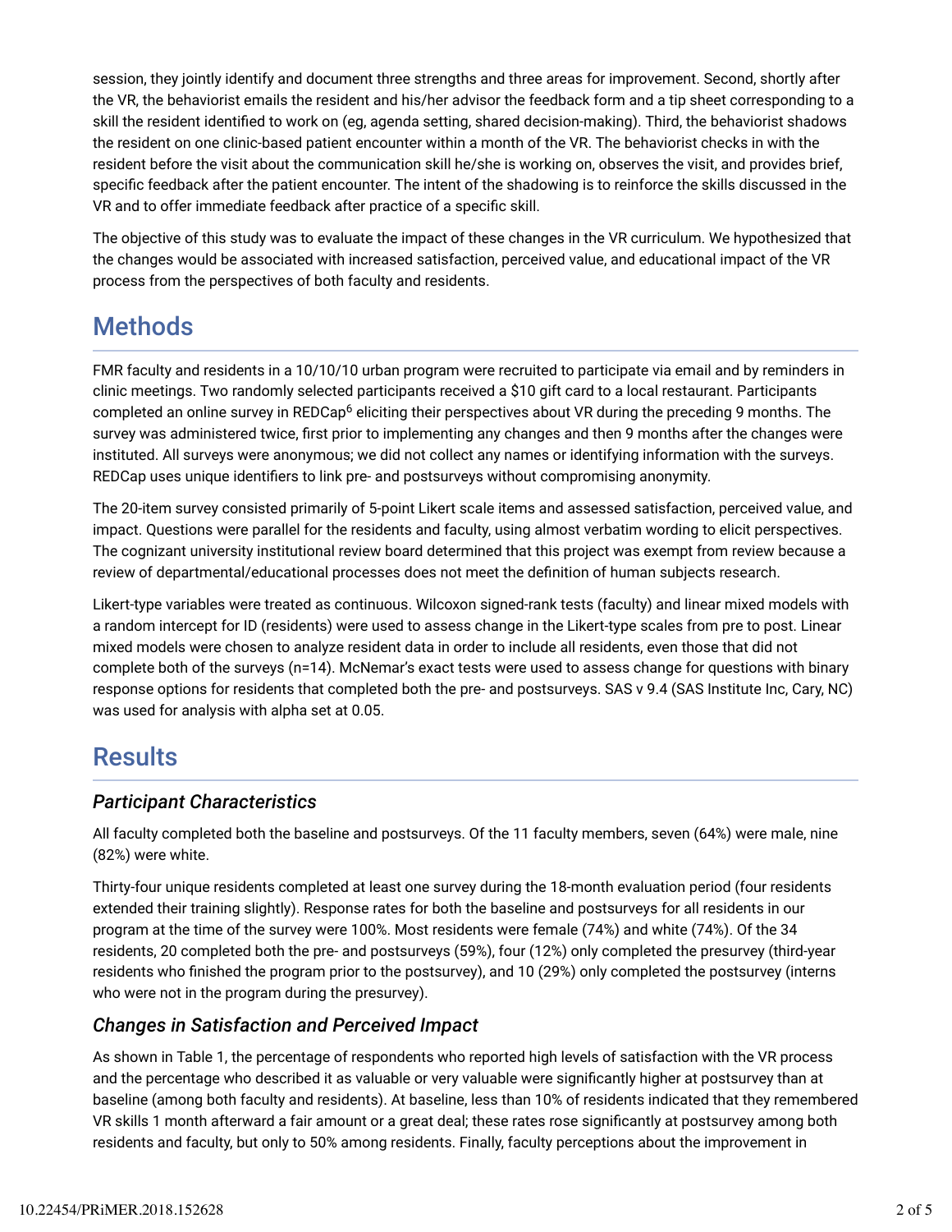session, they jointly identify and document three strengths and three areas for improvement. Second, shortly after the VR, the behaviorist emails the resident and his/her advisor the feedback form and a tip sheet corresponding to a skill the resident identified to work on (eg, agenda setting, shared decision-making). Third, the behaviorist shadows the resident on one clinic-based patient encounter within a month of the VR. The behaviorist checks in with the resident before the visit about the communication skill he/she is working on, observes the visit, and provides brief, specific feedback after the patient encounter. The intent of the shadowing is to reinforce the skills discussed in the VR and to offer immediate feedback after practice of a specific skill.

The objective of this study was to evaluate the impact of these changes in the VR curriculum. We hypothesized that the changes would be associated with increased satisfaction, perceived value, and educational impact of the VR process from the perspectives of both faculty and residents.

## Methods

FMR faculty and residents in a 10/10/10 urban program were recruited to participate via email and by reminders in clinic meetings. Two randomly selected participants received a $10 gift card to a local restaurant. Participants completed an online survey in REDCap[6] eliciting their perspectives about VR during the preceding 9 months. The survey was administered twice, first prior to implementing any changes and then 9 months after the changes were instituted. All surveys were anonymous; we did not collect any names or identifying information with the surveys. REDCap uses unique identifiers to link pre- and postsurveys without compromising anonymity.

The 20-item survey consisted primarily of 5-point Likert scale items and assessed satisfaction, perceived value, and impact. Questions were parallel for the residents and faculty, using almost verbatim wording to elicit perspectives. The cognizant university institutional review board determined that this project was exempt from review because a review of departmental/educational processes does not meet the definition of human subjects research.

Likert-type variables were treated as continuous. Wilcoxon signed-rank tests (faculty) and linear mixed models with a random intercept for ID (residents) were used to assess change in the Likert-type scales from pre to post. Linear mixed models were chosen to analyze resident data in order to include all residents, even those that did not complete both of the surveys (n=14). McNemar's exact tests were used to assess change for questions with binary response options for residents that completed both the pre- and postsurveys. SAS v 9.4 (SAS Institute Inc, Cary, NC) was used for analysis with alpha set at 0.05.

## Results

### *Participant Characteristics*

All faculty completed both the baseline and postsurveys. Of the 11 faculty members, seven (64%) were male, nine (82%) were white.

Thirty-four unique residents completed at least one survey during the 18-month evaluation period (four residents extended their training slightly). Response rates for both the baseline and postsurveys for all residents in our program at the time of the survey were 100%. Most residents were female (74%) and white (74%). Of the 34 residents, 20 completed both the pre- and postsurveys (59%), four (12%) only completed the presurvey (third-year residents who finished the program prior to the postsurvey), and 10 (29%) only completed the postsurvey (interns who were not in the program during the presurvey).

### *Changes in Satisfaction and Perceived Impact*

As shown in Table 1, the percentage of respondents who reported high levels of satisfaction with the VR process and the percentage who described it as valuable or very valuable were significantly higher at postsurvey than at baseline (among both faculty and residents). At baseline, less than 10% of residents indicated that they remembered VR skills 1 month afterward a fair amount or a great deal; these rates rose significantly at postsurvey among both residents and faculty, but only to 50% among residents. Finally, faculty perceptions about the improvement in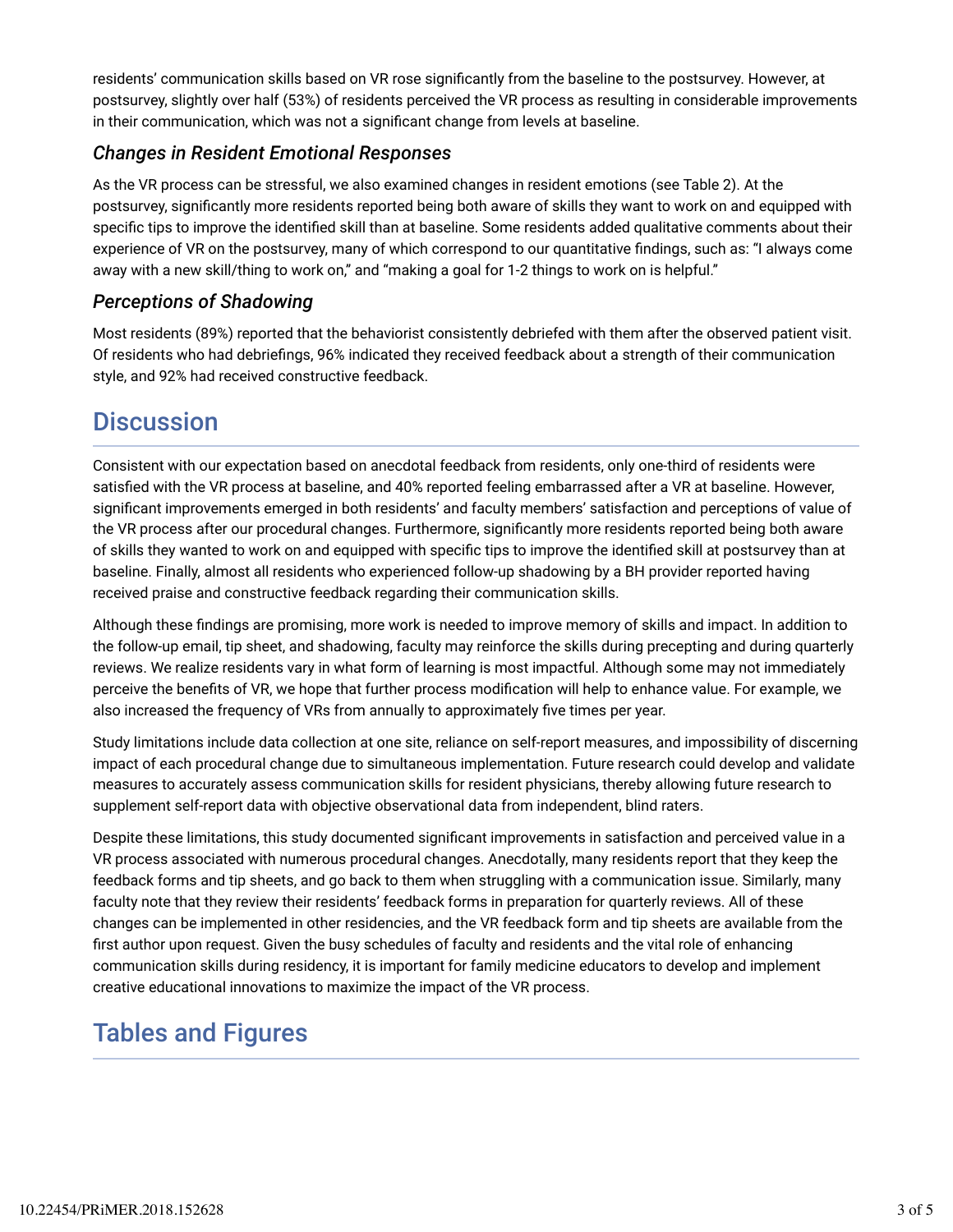residents' communication skills based on VR rose significantly from the baseline to the postsurvey. However, at postsurvey, slightly over half (53%) of residents perceived the VR process as resulting in considerable improvements in their communication, which was not a significant change from levels at baseline.

### *Changes in Resident Emotional Responses*

As the VR process can be stressful, we also examined changes in resident emotions (see Table 2). At the postsurvey, significantly more residents reported being both aware of skills they want to work on and equipped with specific tips to improve the identified skill than at baseline. Some residents added qualitative comments about their experience of VR on the postsurvey, many of which correspond to our quantitative findings, such as: "I always come away with a new skill/thing to work on," and "making a goal for 1-2 things to work on is helpful."

### *Perceptions of Shadowing*

Most residents (89%) reported that the behaviorist consistently debriefed with them after the observed patient visit. Of residents who had debriefings, 96% indicated they received feedback about a strength of their communication style, and 92% had received constructive feedback.

## Discussion

Consistent with our expectation based on anecdotal feedback from residents, only one-third of residents were satisfied with the VR process at baseline, and 40% reported feeling embarrassed after a VR at baseline. However, significant improvements emerged in both residents' and faculty members' satisfaction and perceptions of value of the VR process after our procedural changes. Furthermore, significantly more residents reported being both aware of skills they wanted to work on and equipped with specific tips to improve the identified skill at postsurvey than at baseline. Finally, almost all residents who experienced follow-up shadowing by a BH provider reported having received praise and constructive feedback regarding their communication skills.

Although these findings are promising, more work is needed to improve memory of skills and impact. In addition to the follow-up email, tip sheet, and shadowing, faculty may reinforce the skills during precepting and during quarterly reviews. We realize residents vary in what form of learning is most impactful. Although some may not immediately perceive the benefits of VR, we hope that further process modification will help to enhance value. For example, we also increased the frequency of VRs from annually to approximately five times per year.

Study limitations include data collection at one site, reliance on self-report measures, and impossibility of discerning impact of each procedural change due to simultaneous implementation. Future research could develop and validate measures to accurately assess communication skills for resident physicians, thereby allowing future research to supplement self-report data with objective observational data from independent, blind raters.

Despite these limitations, this study documented significant improvements in satisfaction and perceived value in a VR process associated with numerous procedural changes. Anecdotally, many residents report that they keep the feedback forms and tip sheets, and go back to them when struggling with a communication issue. Similarly, many faculty note that they review their residents' feedback forms in preparation for quarterly reviews. All of these changes can be implemented in other residencies, and the VR feedback form and tip sheets are available from the first author upon request. Given the busy schedules of faculty and residents and the vital role of enhancing communication skills during residency, it is important for family medicine educators to develop and implement creative educational innovations to maximize the impact of the VR process.

## Tables and Figures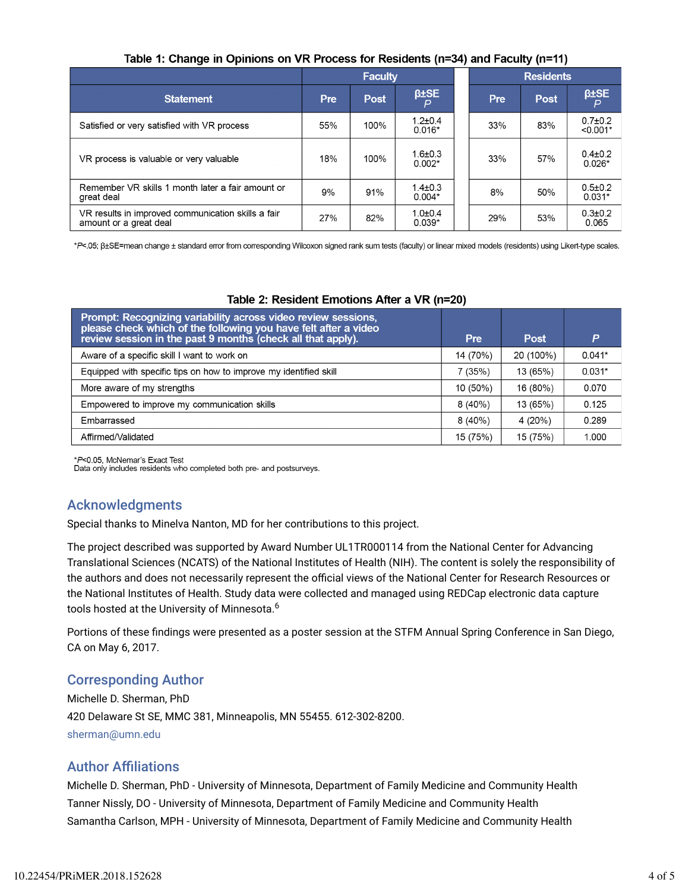**Table 1: Change in Opinions on VR Process for Residents (n=34) and Faculty (n=11)**

| Statement | Faculty | | | Residents | | |
|---|---|---|---|---|---|---|
| | Pre | Post | β±SE *P* | Pre | Post | β±SE *P* |
| Satisfied or very satisfied with VR process | 55% | 100% | 1.2±0.4 0.016* | 33% | 83% | 0.7±0.2 <0.001* |
| VR process is valuable or very valuable | 18% | 100% | 1.6±0.3 0.002* | 33% | 57% | 0.4±0.2 0.026* |
| Remember VR skills 1 month later a fair amount or great deal | 9% | 91% | 1.4±0.3 0.004* | 8% | 50% | 0.5±0.2 0.031* |
| VR results in improved communication skills a fair amount or a great deal | 27% | 82% | 1.0±0.4 0.039* | 29% | 53% | 0.3±0.2 0.065 |

*$P$<.05; β±SE=mean change ± standard error from corresponding Wilcoxon signed rank sum tests (faculty) or linear mixed models (residents) using Likert-type scales.

**Table 2: Resident Emotions After a VR (n=20)**

| Prompt: Recognizing variability across video review sessions, please check which of the following you have felt after a video review session in the past 9 months (check all that apply). | Pre | Post | *P* |
|---|---|---|---|
| Aware of a specific skill I want to work on | 14 (70%) | 20 (100%) | 0.041* |
| Equipped with specific tips on how to improve my identified skill | 7 (35%) | 13 (65%) | 0.031* |
| More aware of my strengths | 10 (50%) | 16 (80%) | 0.070 |
| Empowered to improve my communication skills | 8 (40%) | 13 (65%) | 0.125 |
| Embarrassed | 8 (40%) | 4 (20%) | 0.289 |
| Affirmed/Validated | 15 (75%) | 15 (75%) | 1.000 |

*$P$<0.05, McNemar's Exact Test
Data only includes residents who completed both pre- and postsurveys.

## Acknowledgments

Special thanks to Minelva Nanton, MD for her contributions to this project.

The project described was supported by Award Number UL1TR000114 from the National Center for Advancing Translational Sciences (NCATS) of the National Institutes of Health (NIH). The content is solely the responsibility of the authors and does not necessarily represent the official views of the National Center for Research Resources or the National Institutes of Health. Study data were collected and managed using REDCap electronic data capture tools hosted at the University of Minnesota.[6]

Portions of these findings were presented as a poster session at the STFM Annual Spring Conference in San Diego, CA on May 6, 2017.

## Corresponding Author

Michelle D. Sherman, PhD

420 Delaware St SE, MMC 381, Minneapolis, MN 55455. 612-302-8200.

sherman@umn.edu

## Author Affiliations

Michelle D. Sherman, PhD - University of Minnesota, Department of Family Medicine and Community Health

Tanner Nissly, DO - University of Minnesota, Department of Family Medicine and Community Health

Samantha Carlson, MPH - University of Minnesota, Department of Family Medicine and Community Health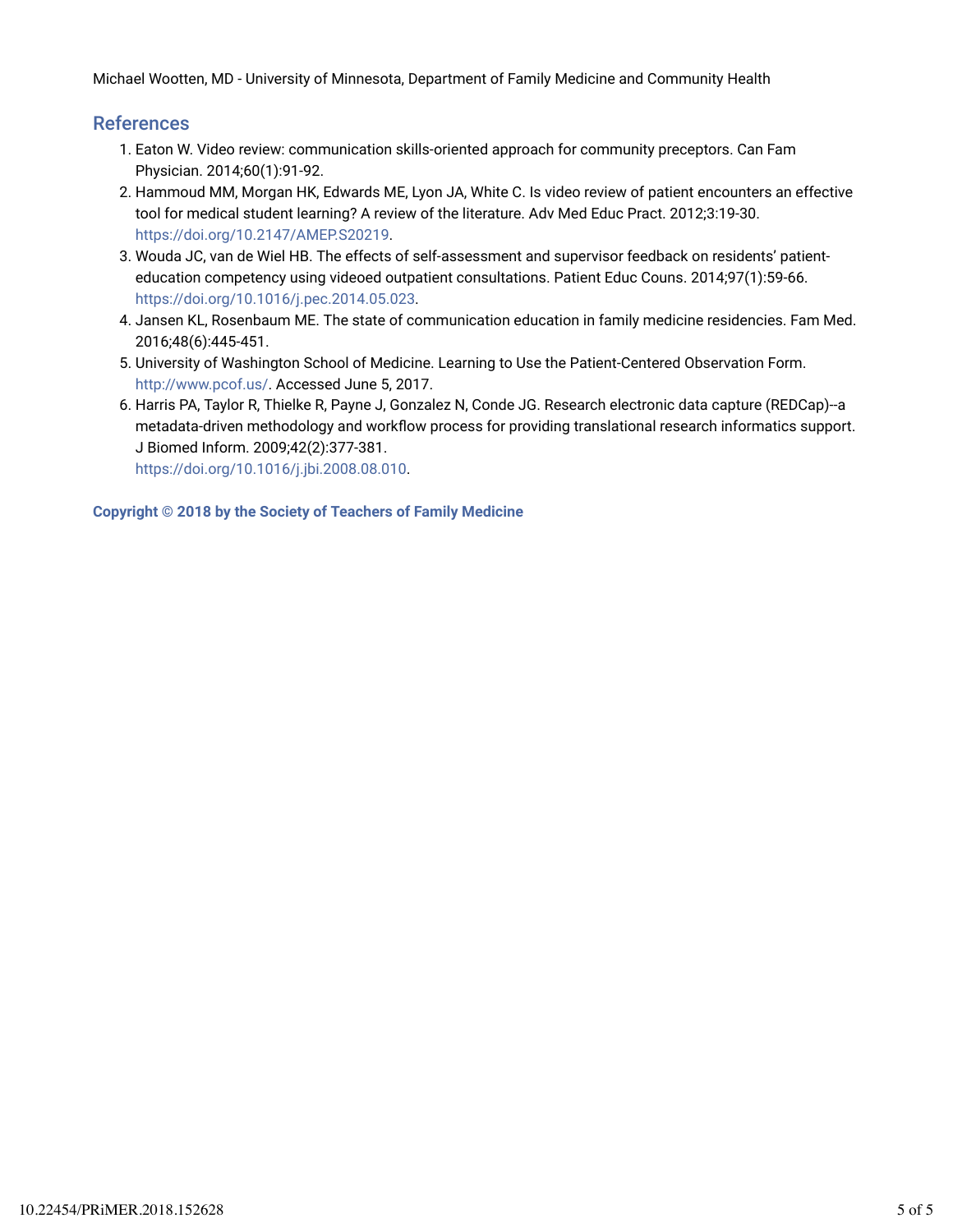Michael Wootten, MD - University of Minnesota, Department of Family Medicine and Community Health

## References

1. Eaton W. Video review: communication skills-oriented approach for community preceptors. Can Fam Physician. 2014;60(1):91-92.
2. Hammoud MM, Morgan HK, Edwards ME, Lyon JA, White C. Is video review of patient encounters an effective tool for medical student learning? A review of the literature. Adv Med Educ Pract. 2012;3:19-30. https://doi.org/10.2147/AMEP.S20219.
3. Wouda JC, van de Wiel HB. The effects of self-assessment and supervisor feedback on residents' patient-education competency using videoed outpatient consultations. Patient Educ Couns. 2014;97(1):59-66. https://doi.org/10.1016/j.pec.2014.05.023.
4. Jansen KL, Rosenbaum ME. The state of communication education in family medicine residencies. Fam Med. 2016;48(6):445-451.
5. University of Washington School of Medicine. Learning to Use the Patient-Centered Observation Form. http://www.pcof.us/. Accessed June 5, 2017.
6. Harris PA, Taylor R, Thielke R, Payne J, Gonzalez N, Conde JG. Research electronic data capture (REDCap)--a metadata-driven methodology and workflow process for providing translational research informatics support. J Biomed Inform. 2009;42(2):377-381. https://doi.org/10.1016/j.jbi.2008.08.010.

**Copyright © 2018 by the Society of Teachers of Family Medicine**